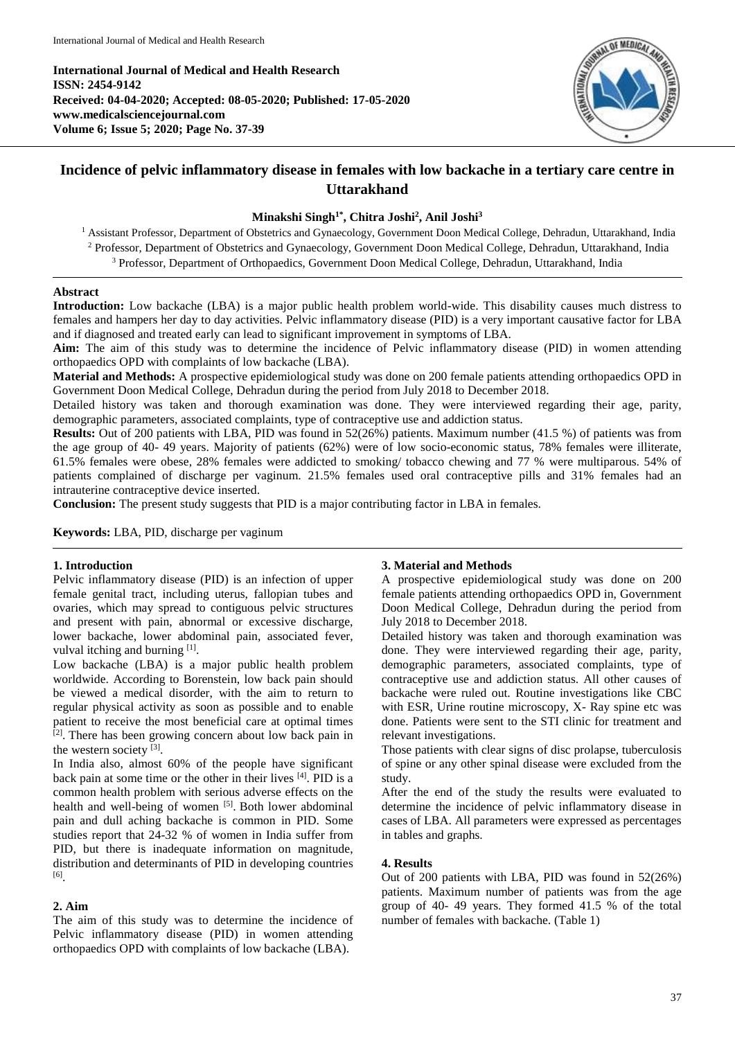**International Journal of Medical and Health Research**
**ISSN: 2454-9142**
**Received: 04-04-2020; Accepted: 08-05-2020; Published: 17-05-2020**
**www.medicalsciencejournal.com**
**Volume 6; Issue 5; 2020; Page No. 37-39**

# Incidence of pelvic inflammatory disease in females with low backache in a tertiary care centre in Uttarakhand

**Minakshi Singh[1*], Chitra Joshi[2], Anil Joshi[3]**

[1] Assistant Professor, Department of Obstetrics and Gynaecology, Government Doon Medical College, Dehradun, Uttarakhand, India
[2] Professor, Department of Obstetrics and Gynaecology, Government Doon Medical College, Dehradun, Uttarakhand, India
[3] Professor, Department of Orthopaedics, Government Doon Medical College, Dehradun, Uttarakhand, India

## Abstract

**Introduction:** Low backache (LBA) is a major public health problem world-wide. This disability causes much distress to females and hampers her day to day activities. Pelvic inflammatory disease (PID) is a very important causative factor for LBA and if diagnosed and treated early can lead to significant improvement in symptoms of LBA.

**Aim:** The aim of this study was to determine the incidence of Pelvic inflammatory disease (PID) in women attending orthopaedics OPD with complaints of low backache (LBA).

**Material and Methods:** A prospective epidemiological study was done on 200 female patients attending orthopaedics OPD in Government Doon Medical College, Dehradun during the period from July 2018 to December 2018.

Detailed history was taken and thorough examination was done. They were interviewed regarding their age, parity, demographic parameters, associated complaints, type of contraceptive use and addiction status.

**Results:** Out of 200 patients with LBA, PID was found in 52(26%) patients. Maximum number (41.5 %) of patients was from the age group of 40- 49 years. Majority of patients (62%) were of low socio-economic status, 78% females were illiterate, 61.5% females were obese, 28% females were addicted to smoking/ tobacco chewing and 77 % were multiparous. 54% of patients complained of discharge per vaginum. 21.5% females used oral contraceptive pills and 31% females had an intrauterine contraceptive device inserted.

**Conclusion:** The present study suggests that PID is a major contributing factor in LBA in females.

**Keywords:** LBA, PID, discharge per vaginum

## 1. Introduction

Pelvic inflammatory disease (PID) is an infection of upper female genital tract, including uterus, fallopian tubes and ovaries, which may spread to contiguous pelvic structures and present with pain, abnormal or excessive discharge, lower backache, lower abdominal pain, associated fever, vulval itching and burning [1].

Low backache (LBA) is a major public health problem worldwide. According to Borenstein, low back pain should be viewed a medical disorder, with the aim to return to regular physical activity as soon as possible and to enable patient to receive the most beneficial care at optimal times [2]. There has been growing concern about low back pain in the western society [3].

In India also, almost 60% of the people have significant back pain at some time or the other in their lives [4]. PID is a common health problem with serious adverse effects on the health and well-being of women [5]. Both lower abdominal pain and dull aching backache is common in PID. Some studies report that 24-32 % of women in India suffer from PID, but there is inadequate information on magnitude, distribution and determinants of PID in developing countries [6].

## 2. Aim

The aim of this study was to determine the incidence of Pelvic inflammatory disease (PID) in women attending orthopaedics OPD with complaints of low backache (LBA).

## 3. Material and Methods

A prospective epidemiological study was done on 200 female patients attending orthopaedics OPD in, Government Doon Medical College, Dehradun during the period from July 2018 to December 2018.

Detailed history was taken and thorough examination was done. They were interviewed regarding their age, parity, demographic parameters, associated complaints, type of contraceptive use and addiction status. All other causes of backache were ruled out. Routine investigations like CBC with ESR, Urine routine microscopy, X- Ray spine etc was done. Patients were sent to the STI clinic for treatment and relevant investigations.

Those patients with clear signs of disc prolapse, tuberculosis of spine or any other spinal disease were excluded from the study.

After the end of the study the results were evaluated to determine the incidence of pelvic inflammatory disease in cases of LBA. All parameters were expressed as percentages in tables and graphs.

## 4. Results

Out of 200 patients with LBA, PID was found in 52(26%) patients. Maximum number of patients was from the age group of 40- 49 years. They formed 41.5 % of the total number of females with backache. (Table 1)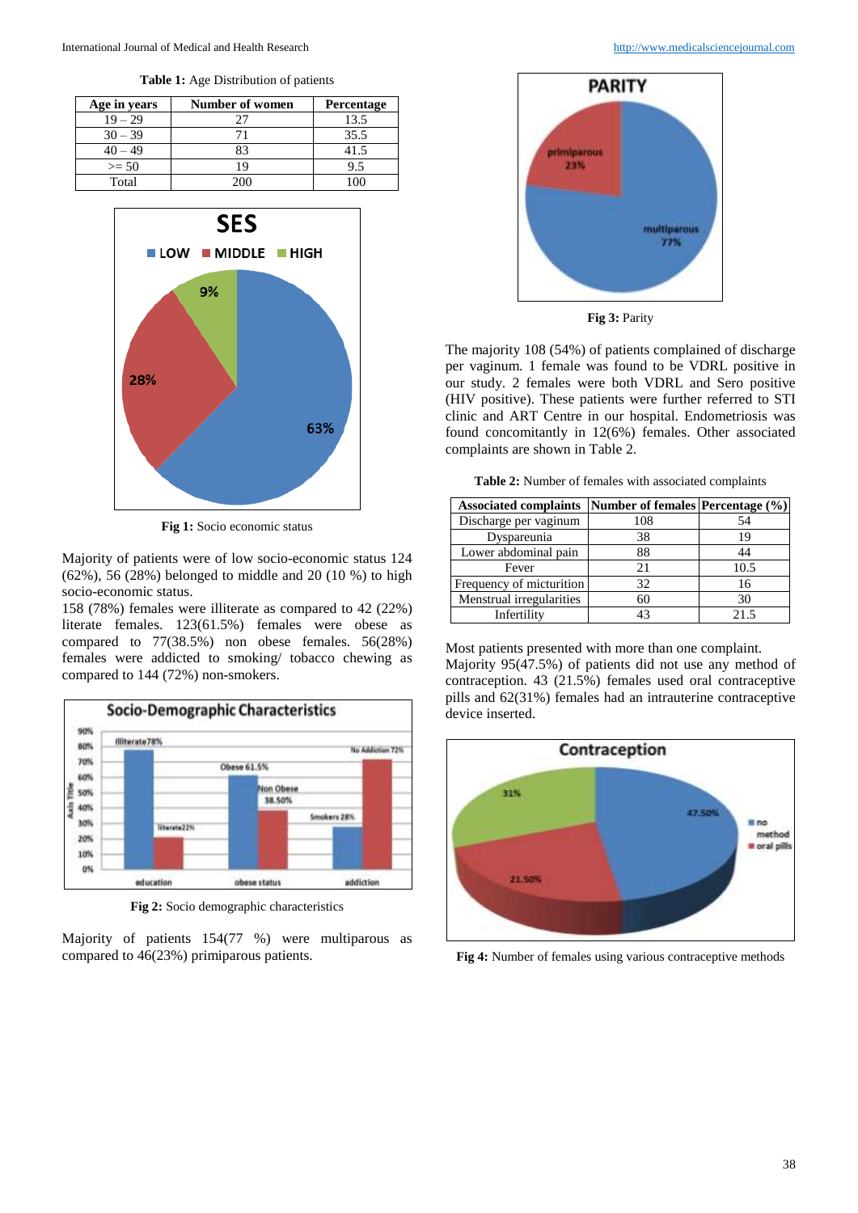**Table 1:** Age Distribution of patients

| Age in years | Number of women | Percentage |
|---|---|---|
| 19 – 29 | 27 | 13.5 |
| 30 – 39 | 71 | 35.5 |
| 40 – 49 | 83 | 41.5 |
| >= 50 | 19 | 9.5 |
| Total | 200 | 100 |

**Fig 1:** Socio economic status

Majority of patients were of low socio-economic status 124 (62%), 56 (28%) belonged to middle and 20 (10 %) to high socio-economic status.

158 (78%) females were illiterate as compared to 42 (22%) literate females. 123(61.5%) females were obese as compared to 77(38.5%) non obese females. 56(28%) females were addicted to smoking/ tobacco chewing as compared to 144 (72%) non-smokers.

**Fig 2:** Socio demographic characteristics

Majority of patients 154(77 %) were multiparous as compared to 46(23%) primiparous patients.

**Fig 3:** Parity

The majority 108 (54%) of patients complained of discharge per vaginum. 1 female was found to be VDRL positive in our study. 2 females were both VDRL and Sero positive (HIV positive). These patients were further referred to STI clinic and ART Centre in our hospital. Endometriosis was found concomitantly in 12(6%) females. Other associated complaints are shown in Table 2.

**Table 2:** Number of females with associated complaints

| Associated complaints | Number of females | Percentage (%) |
|---|---|---|
| Discharge per vaginum | 108 | 54 |
| Dyspareunia | 38 | 19 |
| Lower abdominal pain | 88 | 44 |
| Fever | 21 | 10.5 |
| Frequency of micturition | 32 | 16 |
| Menstrual irregularities | 60 | 30 |
| Infertility | 43 | 21.5 |

Most patients presented with more than one complaint.

Majority 95(47.5%) of patients did not use any method of contraception. 43 (21.5%) females used oral contraceptive pills and 62(31%) females had an intrauterine contraceptive device inserted.

**Fig 4:** Number of females using various contraceptive methods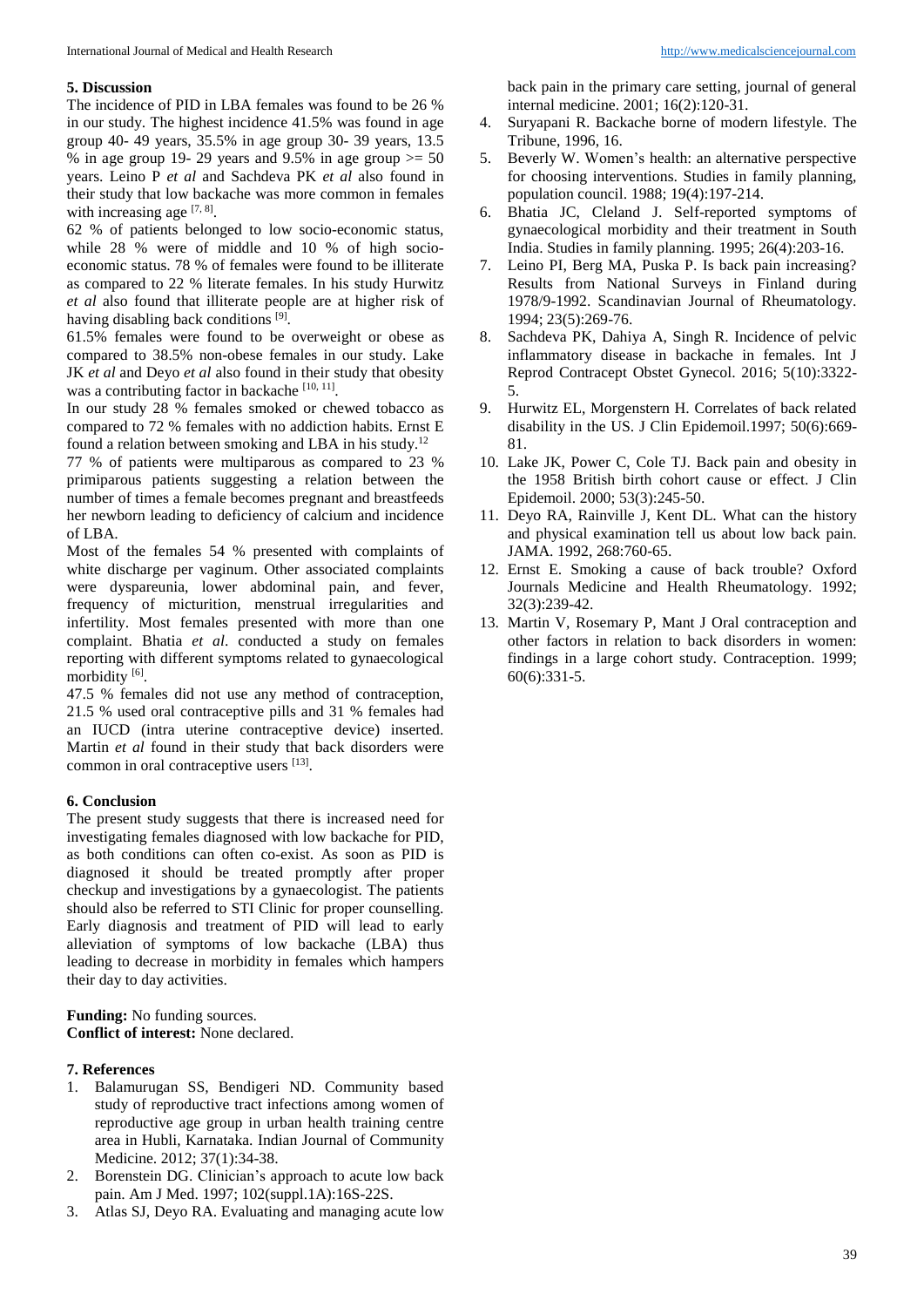## 5. Discussion

The incidence of PID in LBA females was found to be 26 % in our study. The highest incidence 41.5% was found in age group 40- 49 years, 35.5% in age group 30- 39 years, 13.5 % in age group 19- 29 years and 9.5% in age group >= 50 years. Leino P *et al* and Sachdeva PK *et al* also found in their study that low backache was more common in females with increasing age [7, 8].

62 % of patients belonged to low socio-economic status, while 28 % were of middle and 10 % of high socio-economic status. 78 % of females were found to be illiterate as compared to 22 % literate females. In his study Hurwitz *et al* also found that illiterate people are at higher risk of having disabling back conditions [9].

61.5% females were found to be overweight or obese as compared to 38.5% non-obese females in our study. Lake JK *et al* and Deyo *et al* also found in their study that obesity was a contributing factor in backache [10, 11].

In our study 28 % females smoked or chewed tobacco as compared to 72 % females with no addiction habits. Ernst E found a relation between smoking and LBA in his study.[12]

77 % of patients were multiparous as compared to 23 % primiparous patients suggesting a relation between the number of times a female becomes pregnant and breastfeeds her newborn leading to deficiency of calcium and incidence of LBA.

Most of the females 54 % presented with complaints of white discharge per vaginum. Other associated complaints were dyspareunia, lower abdominal pain, and fever, frequency of micturition, menstrual irregularities and infertility. Most females presented with more than one complaint. Bhatia *et al*. conducted a study on females reporting with different symptoms related to gynaecological morbidity [6].

47.5 % females did not use any method of contraception, 21.5 % used oral contraceptive pills and 31 % females had an IUCD (intra uterine contraceptive device) inserted. Martin *et al* found in their study that back disorders were common in oral contraceptive users [13].

## 6. Conclusion

The present study suggests that there is increased need for investigating females diagnosed with low backache for PID, as both conditions can often co-exist. As soon as PID is diagnosed it should be treated promptly after proper checkup and investigations by a gynaecologist. The patients should also be referred to STI Clinic for proper counselling. Early diagnosis and treatment of PID will lead to early alleviation of symptoms of low backache (LBA) thus leading to decrease in morbidity in females which hampers their day to day activities.

**Funding:** No funding sources.
**Conflict of interest:** None declared.

## 7. References

1. Balamurugan SS, Bendigeri ND. Community based study of reproductive tract infections among women of reproductive age group in urban health training centre area in Hubli, Karnataka. Indian Journal of Community Medicine. 2012; 37(1):34-38.
2. Borenstein DG. Clinician's approach to acute low back pain. Am J Med. 1997; 102(suppl.1A):16S-22S.
3. Atlas SJ, Deyo RA. Evaluating and managing acute low back pain in the primary care setting, journal of general internal medicine. 2001; 16(2):120-31.
4. Suryapani R. Backache borne of modern lifestyle. The Tribune, 1996, 16.
5. Beverly W. Women's health: an alternative perspective for choosing interventions. Studies in family planning, population council. 1988; 19(4):197-214.
6. Bhatia JC, Cleland J. Self-reported symptoms of gynaecological morbidity and their treatment in South India. Studies in family planning. 1995; 26(4):203-16.
7. Leino PI, Berg MA, Puska P. Is back pain increasing? Results from National Surveys in Finland during 1978/9-1992. Scandinavian Journal of Rheumatology. 1994; 23(5):269-76.
8. Sachdeva PK, Dahiya A, Singh R. Incidence of pelvic inflammatory disease in backache in females. Int J Reprod Contracept Obstet Gynecol. 2016; 5(10):3322-5.
9. Hurwitz EL, Morgenstern H. Correlates of back related disability in the US. J Clin Epidemoil.1997; 50(6):669-81.
10. Lake JK, Power C, Cole TJ. Back pain and obesity in the 1958 British birth cohort cause or effect. J Clin Epidemoil. 2000; 53(3):245-50.
11. Deyo RA, Rainville J, Kent DL. What can the history and physical examination tell us about low back pain. JAMA. 1992, 268:760-65.
12. Ernst E. Smoking a cause of back trouble? Oxford Journals Medicine and Health Rheumatology. 1992; 32(3):239-42.
13. Martin V, Rosemary P, Mant J Oral contraception and other factors in relation to back disorders in women: findings in a large cohort study. Contraception. 1999; 60(6):331-5.